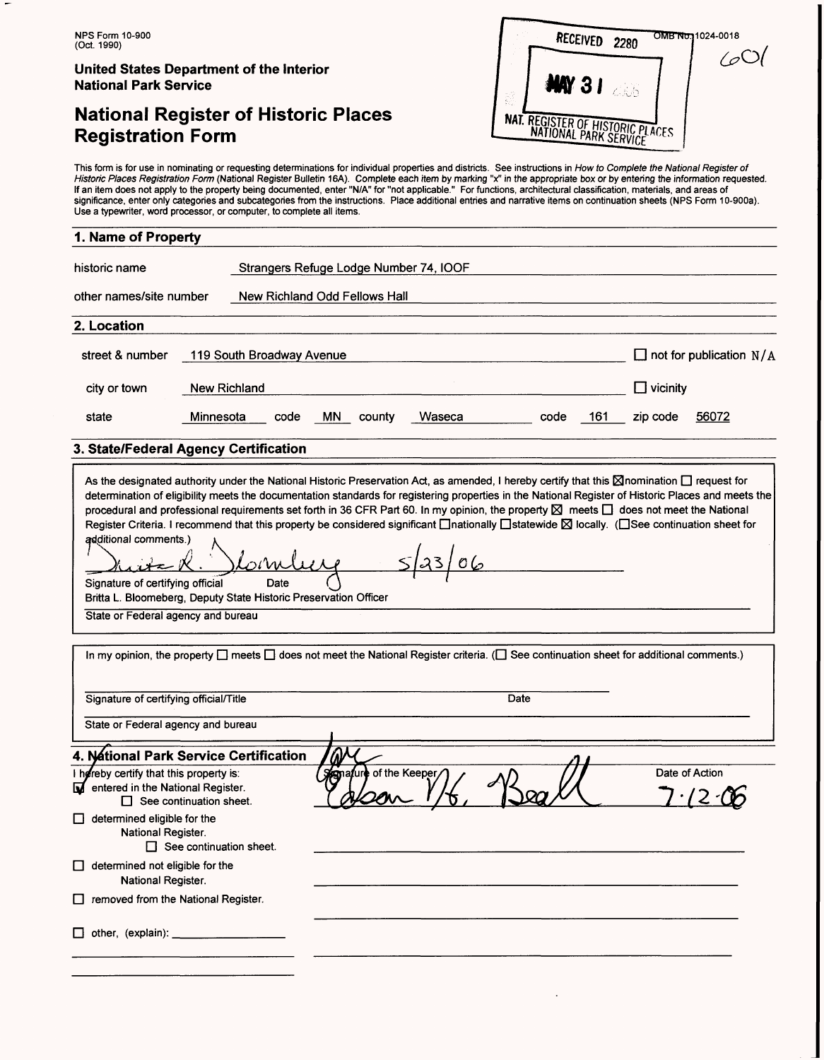NPS Form 10-900
(Oct. 1990)

OMB No. 1024-0018

RECEIVED 2280

MAY 31

NAT. REGISTER OF HISTORIC PLACES
NATIONAL PARK SERVICE

601

**United States Department of the Interior**
**National Park Service**

# National Register of Historic Places Registration Form

This form is for use in nominating or requesting determinations for individual properties and districts. See instructions in *How to Complete the National Register of Historic Places Registration Form* (National Register Bulletin 16A). Complete each item by marking "x" in the appropriate box or by entering the information requested. If an item does not apply to the property being documented, enter "N/A" for "not applicable." For functions, architectural classification, materials, and areas of significance, enter only categories and subcategories from the instructions. Place additional entries and narrative items on continuation sheets (NPS Form 10-900a). Use a typewriter, word processor, or computer, to complete all items.

## 1. Name of Property

historic name: Strangers Refuge Lodge Number 74, IOOF

other names/site number: New Richland Odd Fellows Hall

## 2. Location

street & number: 119 South Broadway Avenue ☐ not for publication N/A

city or town: New Richland ☐ vicinity

state: Minnesota code: MN county: Waseca code: 161 zip code: 56072

## 3. State/Federal Agency Certification

As the designated authority under the National Historic Preservation Act, as amended, I hereby certify that this ☒ nomination ☐ request for determination of eligibility meets the documentation standards for registering properties in the National Register of Historic Places and meets the procedural and professional requirements set forth in 36 CFR Part 60. In my opinion, the property ☒ meets ☐ does not meet the National Register Criteria. I recommend that this property be considered significant ☐ nationally ☐ statewide ☒ locally. (☐ See continuation sheet for additional comments.)

Britta L. Bloomberg 5/23/06

Signature of certifying official Date

Britta L. Bloomeberg, Deputy State Historic Preservation Officer

State or Federal agency and bureau

In my opinion, the property ☐ meets ☐ does not meet the National Register criteria. (☐ See continuation sheet for additional comments.)

Signature of certifying official/Title Date

State or Federal agency and bureau

## 4. National Park Service Certification

I hereby certify that this property is:

☒ entered in the National Register.
☐ See continuation sheet.

☐ determined eligible for the National Register.
☐ See continuation sheet.

☐ determined not eligible for the National Register.

☐ removed from the National Register.

☐ other, (explain):

Signature of the Keeper: Edson H. Beall

Date of Action: 7.12.06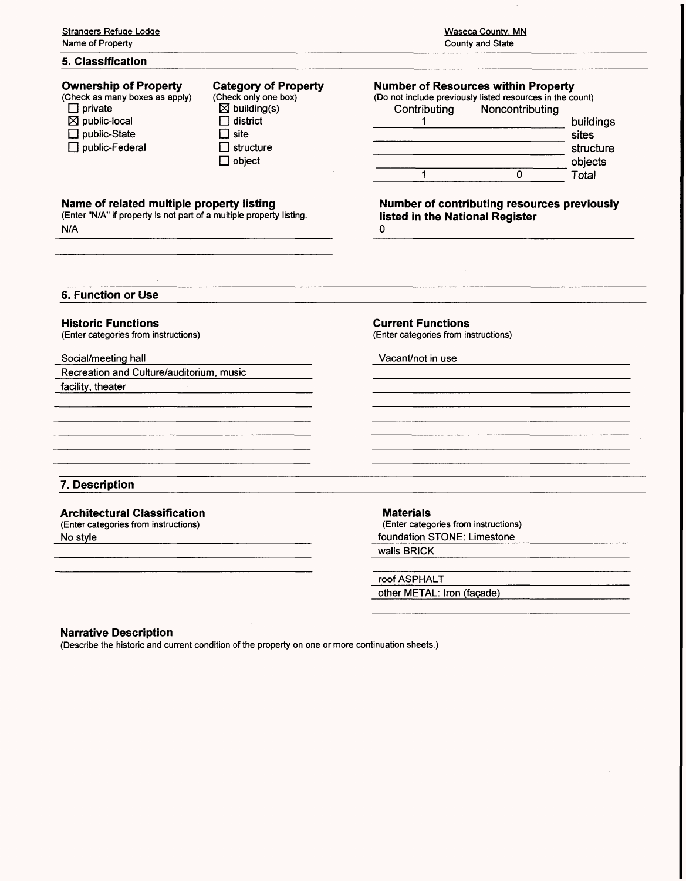Strangers Refuge Lodge
Name of Property

Waseca County, MN
County and State

## 5. Classification

**Ownership of Property**
(Check as many boxes as apply)

- ☐ private
- ☒ public-local
- ☐ public-State
- ☐ public-Federal

**Category of Property**
(Check only one box)

- ☒ building(s)
- ☐ district
- ☐ site
- ☐ structure
- ☐ object

**Number of Resources within Property**
(Do not include previously listed resources in the count)

| Contributing | Noncontributing | |
|---|---|---|
| 1 | | buildings |
| | | sites |
| | | structure |
| | | objects |
| 1 | 0 | Total |

**Name of related multiple property listing**
(Enter "N/A" if property is not part of a multiple property listing.
N/A

**Number of contributing resources previously listed in the National Register**
0

## 6. Function or Use

**Historic Functions**
(Enter categories from instructions)

Social/meeting hall
Recreation and Culture/auditorium, music facility, theater

**Current Functions**
(Enter categories from instructions)

Vacant/not in use

## 7. Description

**Architectural Classification**
(Enter categories from instructions)
No style

**Materials**
(Enter categories from instructions)
foundation STONE: Limestone
walls BRICK

roof ASPHALT
other METAL: Iron (façade)

**Narrative Description**
(Describe the historic and current condition of the property on one or more continuation sheets.)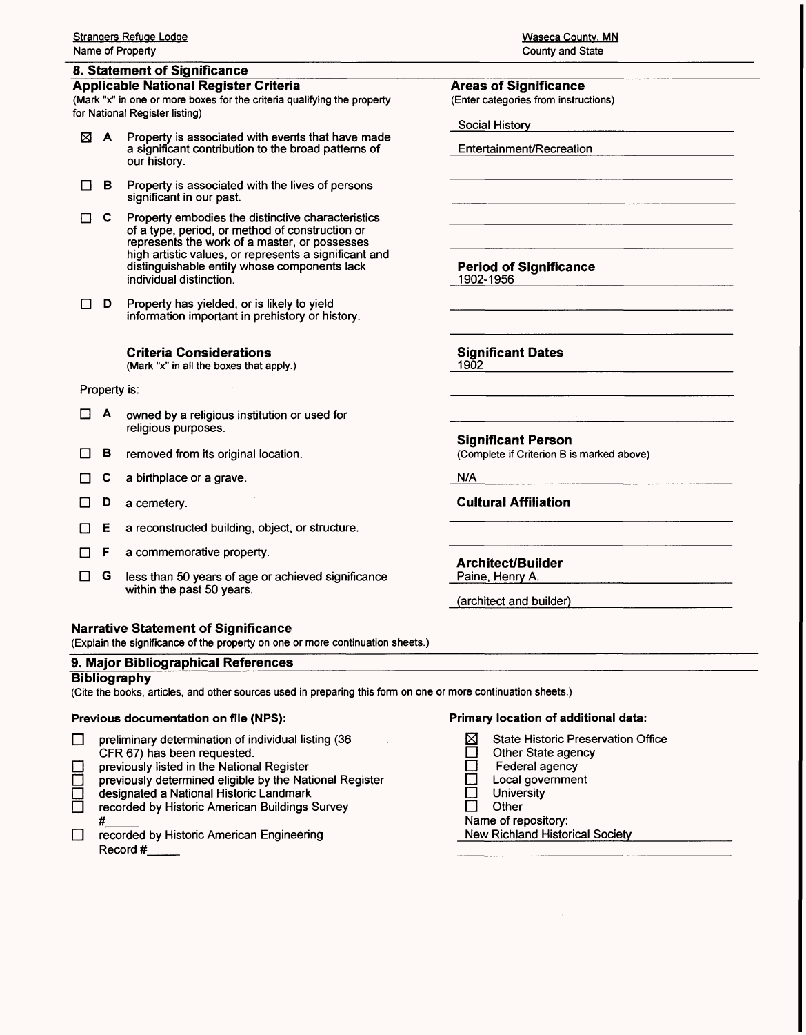Strangers Refuge Lodge
Name of Property

Waseca County, MN
County and State

## 8. Statement of Significance

### Applicable National Register Criteria

(Mark "x" in one or more boxes for the criteria qualifying the property for National Register listing)

- ☒ **A** Property is associated with events that have made a significant contribution to the broad patterns of our history.
- ☐ **B** Property is associated with the lives of persons significant in our past.
- ☐ **C** Property embodies the distinctive characteristics of a type, period, or method of construction or represents the work of a master, or possesses high artistic values, or represents a significant and distinguishable entity whose components lack individual distinction.
- ☐ **D** Property has yielded, or is likely to yield information important in prehistory or history.

### Criteria Considerations

(Mark "x" in all the boxes that apply.)

Property is:

- ☐ **A** owned by a religious institution or used for religious purposes.
- ☐ **B** removed from its original location.
- ☐ **C** a birthplace or a grave.
- ☐ **D** a cemetery.
- ☐ **E** a reconstructed building, object, or structure.
- ☐ **F** a commemorative property.
- ☐ **G** less than 50 years of age or achieved significance within the past 50 years.

### Areas of Significance

(Enter categories from instructions)

Social History

Entertainment/Recreation

### Period of Significance

1902-1956

### Significant Dates

1902

### Significant Person

(Complete if Criterion B is marked above)

N/A

### Cultural Affiliation

### Architect/Builder

Paine, Henry A.

(architect and builder)

### Narrative Statement of Significance

(Explain the significance of the property on one or more continuation sheets.)

## 9. Major Bibliographical References

### Bibliography

(Cite the books, articles, and other sources used in preparing this form on one or more continuation sheets.)

**Previous documentation on file (NPS):**

- ☐ preliminary determination of individual listing (36 CFR 67) has been requested.
- ☐ previously listed in the National Register
- ☐ previously determined eligible by the National Register
- ☐ designated a National Historic Landmark
- ☐ recorded by Historic American Buildings Survey #_____
- ☐ recorded by Historic American Engineering Record #_____

**Primary location of additional data:**

- ☒ State Historic Preservation Office
- ☐ Other State agency
- ☐ Federal agency
- ☐ Local government
- ☐ University
- ☐ Other

Name of repository:
New Richland Historical Society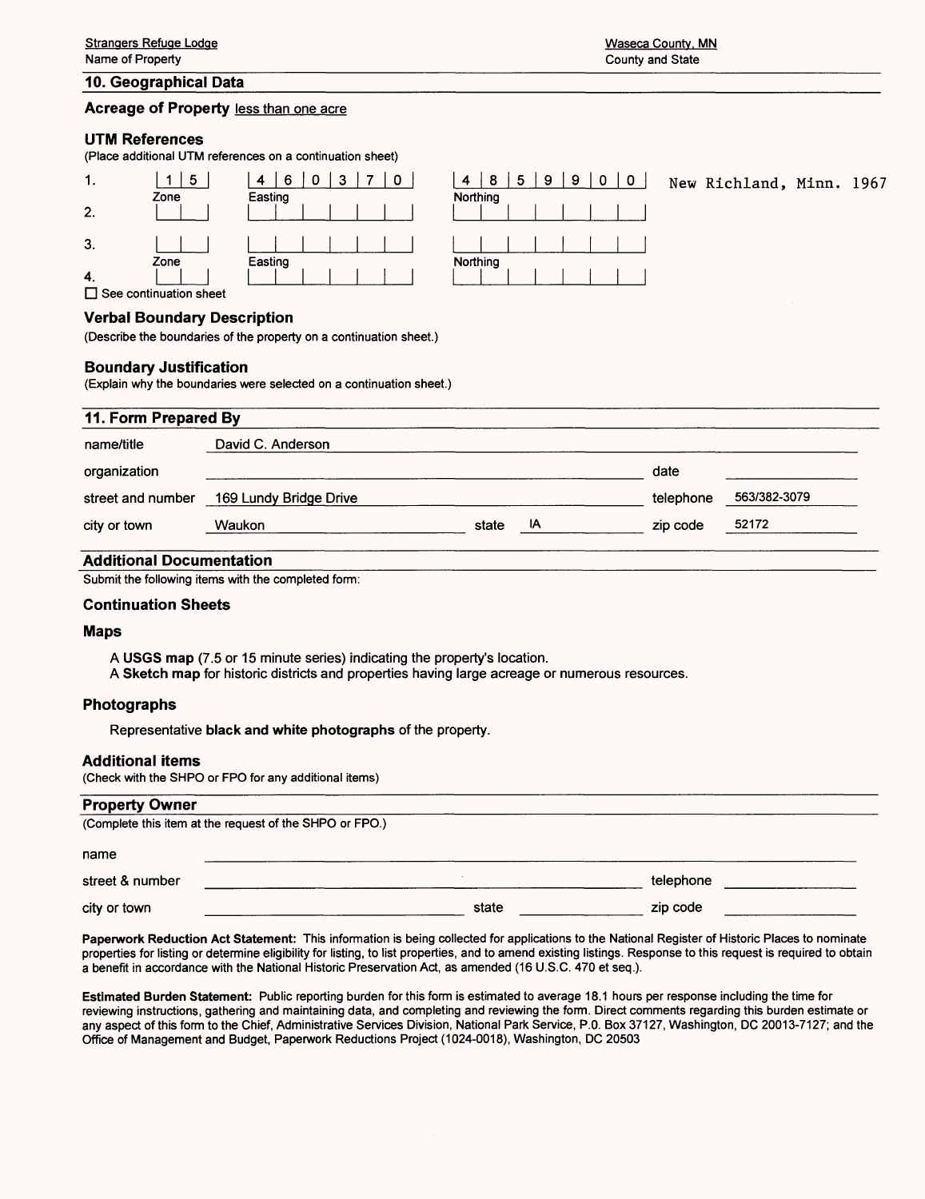Strangers Refuge Lodge
Name of Property

Waseca County, MN
County and State

## 10. Geographical Data

**Acreage of Property** less than one acre

### UTM References

(Place additional UTM references on a continuation sheet)

| | Zone | Easting | Northing | |
|---|---|---|---|---|
| 1. | 15 | 460370 | 4859900 | New Richland, Minn. 1967 |
| 2. | | | | |
| 3. | | | | |
| 4. | | | | |

☐ See continuation sheet

### Verbal Boundary Description

(Describe the boundaries of the property on a continuation sheet.)

### Boundary Justification

(Explain why the boundaries were selected on a continuation sheet.)

## 11. Form Prepared By

| | | | | | |
|---|---|---|---|---|---|
| name/title | David C. Anderson | | | | |
| organization | | | | date | |
| street and number | 169 Lundy Bridge Drive | | | telephone | 563/382-3079 |
| city or town | Waukon | state | IA | zip code | 52172 |

## Additional Documentation

Submit the following items with the completed form:

### Continuation Sheets

### Maps

A **USGS map** (7.5 or 15 minute series) indicating the property's location.
A **Sketch map** for historic districts and properties having large acreage or numerous resources.

### Photographs

Representative **black and white photographs** of the property.

### Additional items

(Check with the SHPO or FPO for any additional items)

## Property Owner

(Complete this item at the request of the SHPO or FPO.)

| | | | | | |
|---|---|---|---|---|---|
| name | | | | | |
| street & number | | | | telephone | |
| city or town | | state | | zip code | |

**Paperwork Reduction Act Statement:** This information is being collected for applications to the National Register of Historic Places to nominate properties for listing or determine eligibility for listing, to list properties, and to amend existing listings. Response to this request is required to obtain a benefit in accordance with the National Historic Preservation Act, as amended (16 U.S.C. 470 et seq.).

**Estimated Burden Statement:** Public reporting burden for this form is estimated to average 18.1 hours per response including the time for reviewing instructions, gathering and maintaining data, and completing and reviewing the form. Direct comments regarding this burden estimate or any aspect of this form to the Chief, Administrative Services Division, National Park Service, P.0. Box 37127, Washington, DC 20013-7127; and the Office of Management and Budget, Paperwork Reductions Project (1024-0018), Washington, DC 20503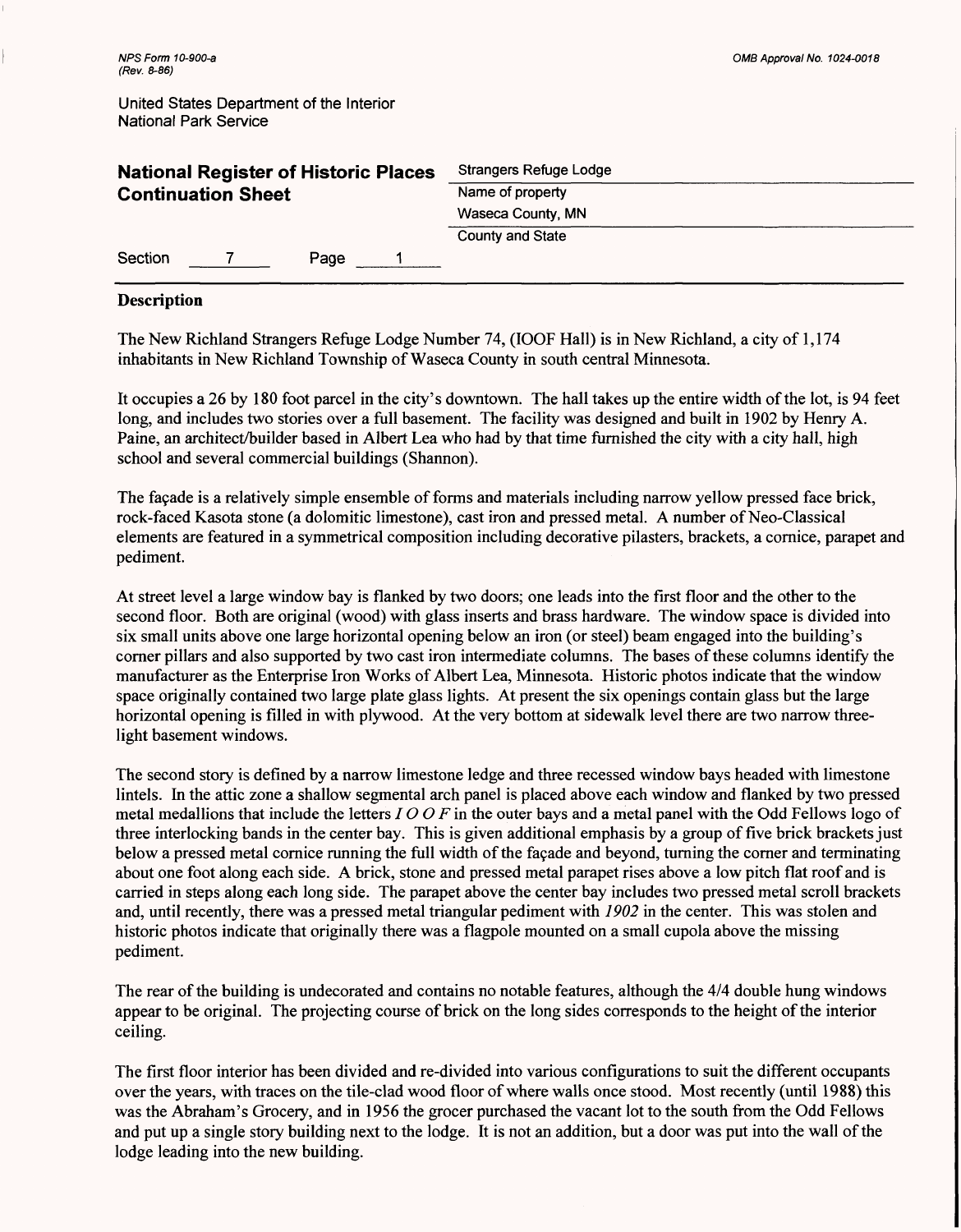NPS Form 10-900-a
(Rev. 8-86)

OMB Approval No. 1024-0018

United States Department of the Interior
National Park Service

**National Register of Historic Places Continuation Sheet**

Strangers Refuge Lodge
Name of property
Waseca County, MN
County and State

Section 7 Page 1

## Description

The New Richland Strangers Refuge Lodge Number 74, (IOOF Hall) is in New Richland, a city of 1,174 inhabitants in New Richland Township of Waseca County in south central Minnesota.

It occupies a 26 by 180 foot parcel in the city's downtown. The hall takes up the entire width of the lot, is 94 feet long, and includes two stories over a full basement. The facility was designed and built in 1902 by Henry A. Paine, an architect/builder based in Albert Lea who had by that time furnished the city with a city hall, high school and several commercial buildings (Shannon).

The façade is a relatively simple ensemble of forms and materials including narrow yellow pressed face brick, rock-faced Kasota stone (a dolomitic limestone), cast iron and pressed metal. A number of Neo-Classical elements are featured in a symmetrical composition including decorative pilasters, brackets, a cornice, parapet and pediment.

At street level a large window bay is flanked by two doors; one leads into the first floor and the other to the second floor. Both are original (wood) with glass inserts and brass hardware. The window space is divided into six small units above one large horizontal opening below an iron (or steel) beam engaged into the building's corner pillars and also supported by two cast iron intermediate columns. The bases of these columns identify the manufacturer as the Enterprise Iron Works of Albert Lea, Minnesota. Historic photos indicate that the window space originally contained two large plate glass lights. At present the six openings contain glass but the large horizontal opening is filled in with plywood. At the very bottom at sidewalk level there are two narrow three-light basement windows.

The second story is defined by a narrow limestone ledge and three recessed window bays headed with limestone lintels. In the attic zone a shallow segmental arch panel is placed above each window and flanked by two pressed metal medallions that include the letters *I O O F* in the outer bays and a metal panel with the Odd Fellows logo of three interlocking bands in the center bay. This is given additional emphasis by a group of five brick brackets just below a pressed metal cornice running the full width of the façade and beyond, turning the corner and terminating about one foot along each side. A brick, stone and pressed metal parapet rises above a low pitch flat roof and is carried in steps along each long side. The parapet above the center bay includes two pressed metal scroll brackets and, until recently, there was a pressed metal triangular pediment with *1902* in the center. This was stolen and historic photos indicate that originally there was a flagpole mounted on a small cupola above the missing pediment.

The rear of the building is undecorated and contains no notable features, although the 4/4 double hung windows appear to be original. The projecting course of brick on the long sides corresponds to the height of the interior ceiling.

The first floor interior has been divided and re-divided into various configurations to suit the different occupants over the years, with traces on the tile-clad wood floor of where walls once stood. Most recently (until 1988) this was the Abraham's Grocery, and in 1956 the grocer purchased the vacant lot to the south from the Odd Fellows and put up a single story building next to the lodge. It is not an addition, but a door was put into the wall of the lodge leading into the new building.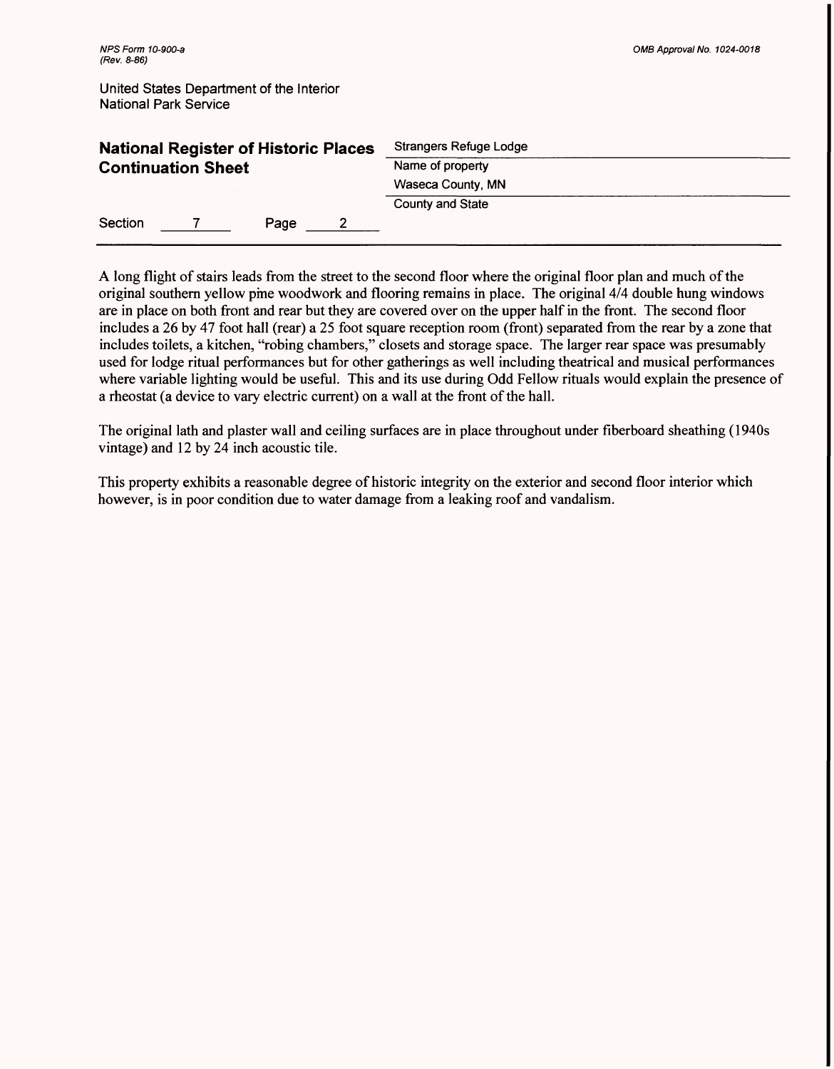A long flight of stairs leads from the street to the second floor where the original floor plan and much of the original southern yellow pine woodwork and flooring remains in place. The original 4/4 double hung windows are in place on both front and rear but they are covered over on the upper half in the front. The second floor includes a 26 by 47 foot hall (rear) a 25 foot square reception room (front) separated from the rear by a zone that includes toilets, a kitchen, "robing chambers," closets and storage space. The larger rear space was presumably used for lodge ritual performances but for other gatherings as well including theatrical and musical performances where variable lighting would be useful. This and its use during Odd Fellow rituals would explain the presence of a rheostat (a device to vary electric current) on a wall at the front of the hall.

The original lath and plaster wall and ceiling surfaces are in place throughout under fiberboard sheathing (1940s vintage) and 12 by 24 inch acoustic tile.

This property exhibits a reasonable degree of historic integrity on the exterior and second floor interior which however, is in poor condition due to water damage from a leaking roof and vandalism.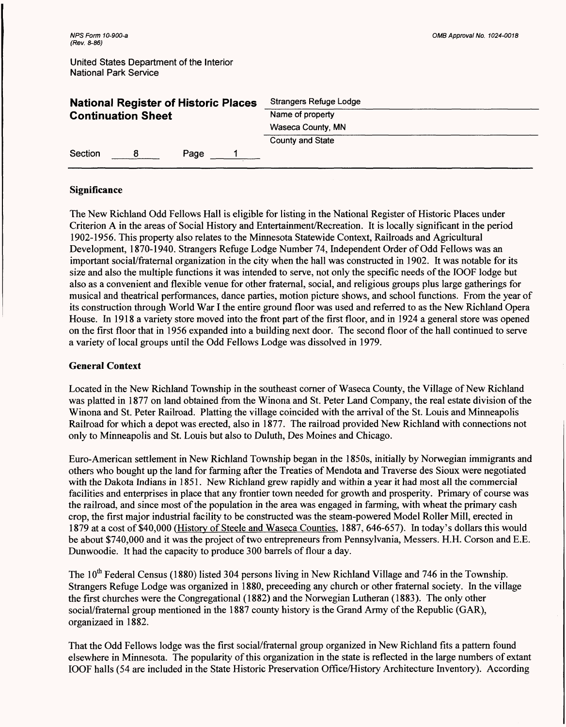**Significance**

The New Richland Odd Fellows Hall is eligible for listing in the National Register of Historic Places under Criterion A in the areas of Social History and Entertainment/Recreation. It is locally significant in the period 1902-1956. This property also relates to the Minnesota Statewide Context, Railroads and Agricultural Development, 1870-1940. Strangers Refuge Lodge Number 74, Independent Order of Odd Fellows was an important social/fraternal organization in the city when the hall was constructed in 1902. It was notable for its size and also the multiple functions it was intended to serve, not only the specific needs of the IOOF lodge but also as a convenient and flexible venue for other fraternal, social, and religious groups plus large gatherings for musical and theatrical performances, dance parties, motion picture shows, and school functions. From the year of its construction through World War I the entire ground floor was used and referred to as the New Richland Opera House. In 1918 a variety store moved into the front part of the first floor, and in 1924 a general store was opened on the first floor that in 1956 expanded into a building next door. The second floor of the hall continued to serve a variety of local groups until the Odd Fellows Lodge was dissolved in 1979.

**General Context**

Located in the New Richland Township in the southeast corner of Waseca County, the Village of New Richland was platted in 1877 on land obtained from the Winona and St. Peter Land Company, the real estate division of the Winona and St. Peter Railroad. Platting the village coincided with the arrival of the St. Louis and Minneapolis Railroad for which a depot was erected, also in 1877. The railroad provided New Richland with connections not only to Minneapolis and St. Louis but also to Duluth, Des Moines and Chicago.

Euro-American settlement in New Richland Township began in the 1850s, initially by Norwegian immigrants and others who bought up the land for farming after the Treaties of Mendota and Traverse des Sioux were negotiated with the Dakota Indians in 1851. New Richland grew rapidly and within a year it had most all the commercial facilities and enterprises in place that any frontier town needed for growth and prosperity. Primary of course was the railroad, and since most of the population in the area was engaged in farming, with wheat the primary cash crop, the first major industrial facility to be constructed was the steam-powered Model Roller Mill, erected in 1879 at a cost of $40,000 (History of Steele and Waseca Counties, 1887, 646-657). In today's dollars this would be about $740,000 and it was the project of two entrepreneurs from Pennsylvania, Messers. H.H. Corson and E.E. Dunwoodie. It had the capacity to produce 300 barrels of flour a day.

The 10th Federal Census (1880) listed 304 persons living in New Richland Village and 746 in the Township. Strangers Refuge Lodge was organized in 1880, preceeding any church or other fraternal society. In the village the first churches were the Congregational (1882) and the Norwegian Lutheran (1883). The only other social/fraternal group mentioned in the 1887 county history is the Grand Army of the Republic (GAR), organizaed in 1882.

That the Odd Fellows lodge was the first social/fraternal group organized in New Richland fits a pattern found elsewhere in Minnesota. The popularity of this organization in the state is reflected in the large numbers of extant IOOF halls (54 are included in the State Historic Preservation Office/History Architecture Inventory). According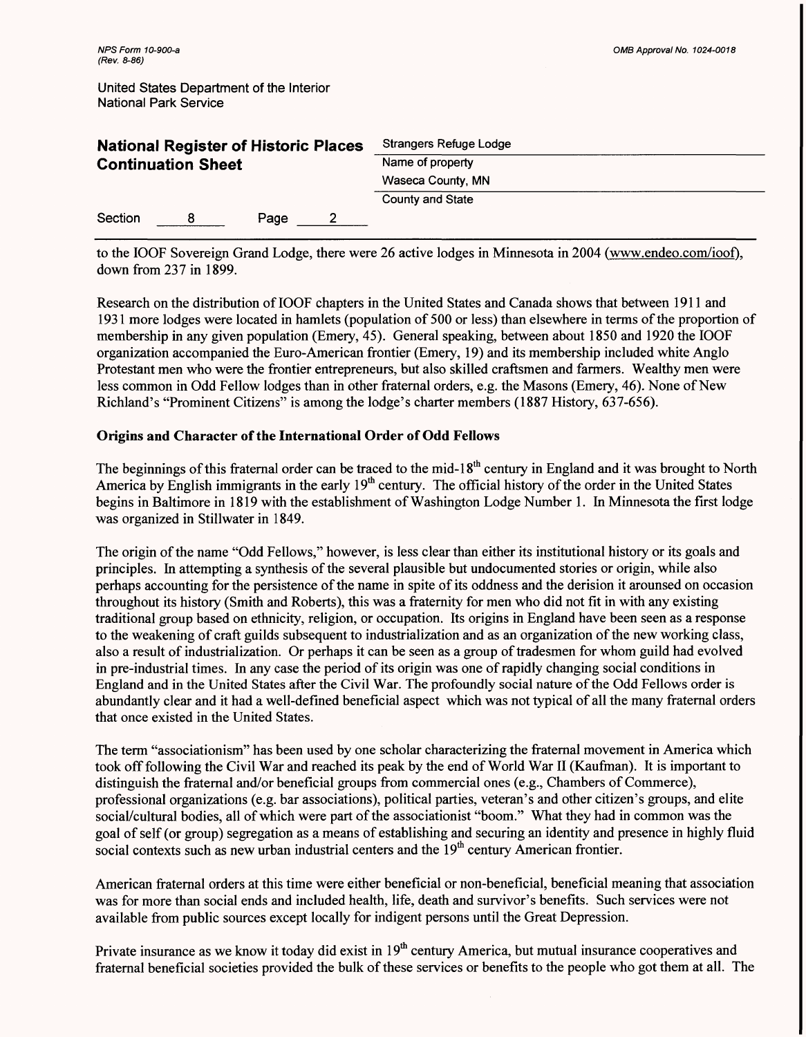to the IOOF Sovereign Grand Lodge, there were 26 active lodges in Minnesota in 2004 (www.endeo.com/ioof), down from 237 in 1899.

Research on the distribution of IOOF chapters in the United States and Canada shows that between 1911 and 1931 more lodges were located in hamlets (population of 500 or less) than elsewhere in terms of the proportion of membership in any given population (Emery, 45). General speaking, between about 1850 and 1920 the IOOF organization accompanied the Euro-American frontier (Emery, 19) and its membership included white Anglo Protestant men who were the frontier entrepreneurs, but also skilled craftsmen and farmers. Wealthy men were less common in Odd Fellow lodges than in other fraternal orders, e.g. the Masons (Emery, 46). None of New Richland's "Prominent Citizens" is among the lodge's charter members (1887 History, 637-656).

### Origins and Character of the International Order of Odd Fellows

The beginnings of this fraternal order can be traced to the mid-18th century in England and it was brought to North America by English immigrants in the early 19th century. The official history of the order in the United States begins in Baltimore in 1819 with the establishment of Washington Lodge Number 1. In Minnesota the first lodge was organized in Stillwater in 1849.

The origin of the name "Odd Fellows," however, is less clear than either its institutional history or its goals and principles. In attempting a synthesis of the several plausible but undocumented stories or origin, while also perhaps accounting for the persistence of the name in spite of its oddness and the derision it arounsed on occasion throughout its history (Smith and Roberts), this was a fraternity for men who did not fit in with any existing traditional group based on ethnicity, religion, or occupation. Its origins in England have been seen as a response to the weakening of craft guilds subsequent to industrialization and as an organization of the new working class, also a result of industrialization. Or perhaps it can be seen as a group of tradesmen for whom guild had evolved in pre-industrial times. In any case the period of its origin was one of rapidly changing social conditions in England and in the United States after the Civil War. The profoundly social nature of the Odd Fellows order is abundantly clear and it had a well-defined beneficial aspect which was not typical of all the many fraternal orders that once existed in the United States.

The term "associationism" has been used by one scholar characterizing the fraternal movement in America which took off following the Civil War and reached its peak by the end of World War II (Kaufman). It is important to distinguish the fraternal and/or beneficial groups from commercial ones (e.g., Chambers of Commerce), professional organizations (e.g. bar associations), political parties, veteran's and other citizen's groups, and elite social/cultural bodies, all of which were part of the associationist "boom." What they had in common was the goal of self (or group) segregation as a means of establishing and securing an identity and presence in highly fluid social contexts such as new urban industrial centers and the 19th century American frontier.

American fraternal orders at this time were either beneficial or non-beneficial, beneficial meaning that association was for more than social ends and included health, life, death and survivor's benefits. Such services were not available from public sources except locally for indigent persons until the Great Depression.

Private insurance as we know it today did exist in 19th century America, but mutual insurance cooperatives and fraternal beneficial societies provided the bulk of these services or benefits to the people who got them at all. The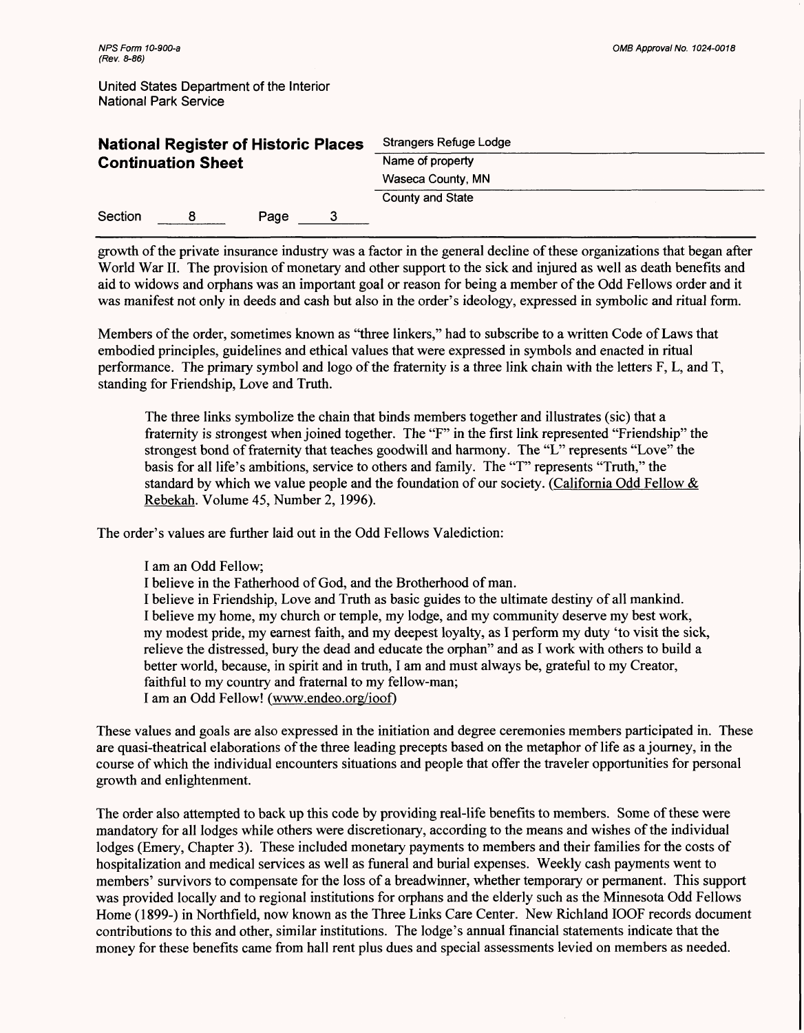growth of the private insurance industry was a factor in the general decline of these organizations that began after World War II. The provision of monetary and other support to the sick and injured as well as death benefits and aid to widows and orphans was an important goal or reason for being a member of the Odd Fellows order and it was manifest not only in deeds and cash but also in the order's ideology, expressed in symbolic and ritual form.

Members of the order, sometimes known as "three linkers," had to subscribe to a written Code of Laws that embodied principles, guidelines and ethical values that were expressed in symbols and enacted in ritual performance. The primary symbol and logo of the fraternity is a three link chain with the letters F, L, and T, standing for Friendship, Love and Truth.

> The three links symbolize the chain that binds members together and illustrates (sic) that a fraternity is strongest when joined together. The "F" in the first link represented "Friendship" the strongest bond of fraternity that teaches goodwill and harmony. The "L" represents "Love" the basis for all life's ambitions, service to others and family. The "T" represents "Truth," the standard by which we value people and the foundation of our society. (California Odd Fellow & Rebekah. Volume 45, Number 2, 1996).

The order's values are further laid out in the Odd Fellows Valediction:

> I am an Odd Fellow;
> I believe in the Fatherhood of God, and the Brotherhood of man.
> I believe in Friendship, Love and Truth as basic guides to the ultimate destiny of all mankind.
> I believe my home, my church or temple, my lodge, and my community deserve my best work, my modest pride, my earnest faith, and my deepest loyalty, as I perform my duty 'to visit the sick, relieve the distressed, bury the dead and educate the orphan" and as I work with others to build a better world, because, in spirit and in truth, I am and must always be, grateful to my Creator, faithful to my country and fraternal to my fellow-man;
> I am an Odd Fellow! (www.endeo.org/ioof)

These values and goals are also expressed in the initiation and degree ceremonies members participated in. These are quasi-theatrical elaborations of the three leading precepts based on the metaphor of life as a journey, in the course of which the individual encounters situations and people that offer the traveler opportunities for personal growth and enlightenment.

The order also attempted to back up this code by providing real-life benefits to members. Some of these were mandatory for all lodges while others were discretionary, according to the means and wishes of the individual lodges (Emery, Chapter 3). These included monetary payments to members and their families for the costs of hospitalization and medical services as well as funeral and burial expenses. Weekly cash payments went to members' survivors to compensate for the loss of a breadwinner, whether temporary or permanent. This support was provided locally and to regional institutions for orphans and the elderly such as the Minnesota Odd Fellows Home (1899-) in Northfield, now known as the Three Links Care Center. New Richland IOOF records document contributions to this and other, similar institutions. The lodge's annual financial statements indicate that the money for these benefits came from hall rent plus dues and special assessments levied on members as needed.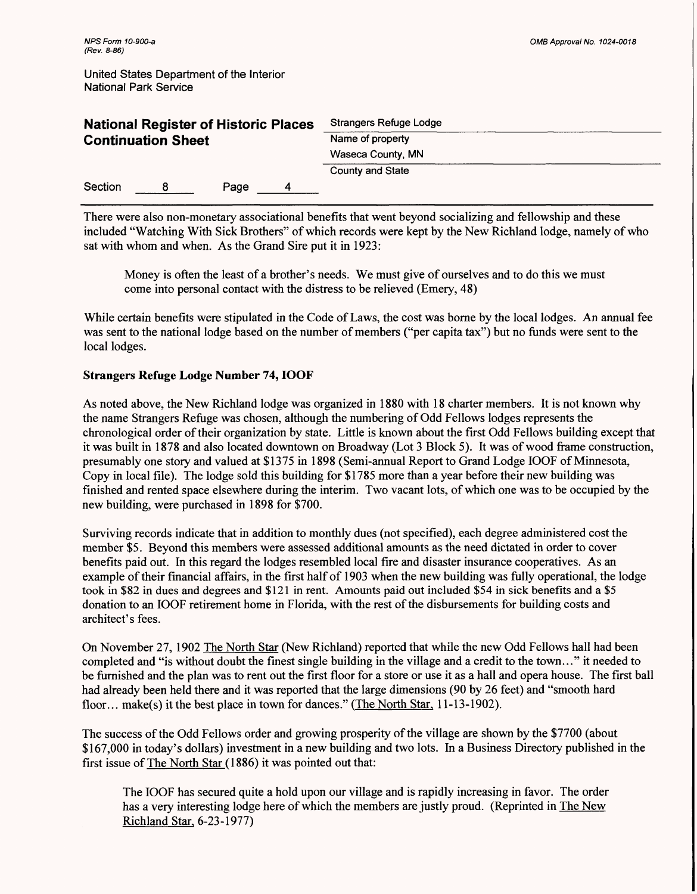There were also non-monetary associational benefits that went beyond socializing and fellowship and these included "Watching With Sick Brothers" of which records were kept by the New Richland lodge, namely of who sat with whom and when. As the Grand Sire put it in 1923:

> Money is often the least of a brother's needs. We must give of ourselves and to do this we must come into personal contact with the distress to be relieved (Emery, 48)

While certain benefits were stipulated in the Code of Laws, the cost was borne by the local lodges. An annual fee was sent to the national lodge based on the number of members ("per capita tax") but no funds were sent to the local lodges.

**Strangers Refuge Lodge Number 74, IOOF**

As noted above, the New Richland lodge was organized in 1880 with 18 charter members. It is not known why the name Strangers Refuge was chosen, although the numbering of Odd Fellows lodges represents the chronological order of their organization by state. Little is known about the first Odd Fellows building except that it was built in 1878 and also located downtown on Broadway (Lot 3 Block 5). It was of wood frame construction, presumably one story and valued at $1375 in 1898 (Semi-annual Report to Grand Lodge IOOF of Minnesota, Copy in local file). The lodge sold this building for $1785 more than a year before their new building was finished and rented space elsewhere during the interim. Two vacant lots, of which one was to be occupied by the new building, were purchased in 1898 for $700.

Surviving records indicate that in addition to monthly dues (not specified), each degree administered cost the member $5. Beyond this members were assessed additional amounts as the need dictated in order to cover benefits paid out. In this regard the lodges resembled local fire and disaster insurance cooperatives. As an example of their financial affairs, in the first half of 1903 when the new building was fully operational, the lodge took in $82 in dues and degrees and $121 in rent. Amounts paid out included $54 in sick benefits and a $5 donation to an IOOF retirement home in Florida, with the rest of the disbursements for building costs and architect's fees.

On November 27, 1902 The North Star (New Richland) reported that while the new Odd Fellows hall had been completed and "is without doubt the finest single building in the village and a credit to the town…" it needed to be furnished and the plan was to rent out the first floor for a store or use it as a hall and opera house. The first ball had already been held there and it was reported that the large dimensions (90 by 26 feet) and "smooth hard floor… make(s) it the best place in town for dances." (The North Star, 11-13-1902).

The success of the Odd Fellows order and growing prosperity of the village are shown by the $7700 (about $167,000 in today's dollars) investment in a new building and two lots. In a Business Directory published in the first issue of The North Star (1886) it was pointed out that:

> The IOOF has secured quite a hold upon our village and is rapidly increasing in favor. The order has a very interesting lodge here of which the members are justly proud. (Reprinted in The New Richland Star, 6-23-1977)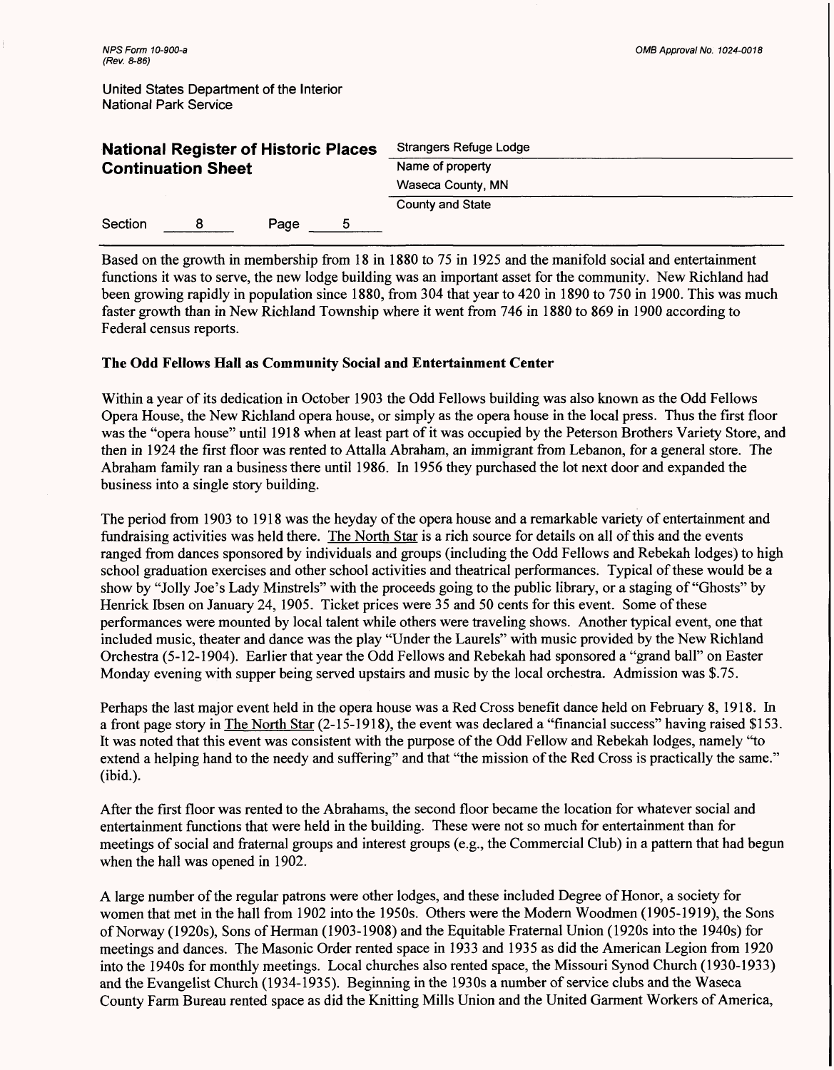Based on the growth in membership from 18 in 1880 to 75 in 1925 and the manifold social and entertainment functions it was to serve, the new lodge building was an important asset for the community. New Richland had been growing rapidly in population since 1880, from 304 that year to 420 in 1890 to 750 in 1900. This was much faster growth than in New Richland Township where it went from 746 in 1880 to 869 in 1900 according to Federal census reports.

**The Odd Fellows Hall as Community Social and Entertainment Center**

Within a year of its dedication in October 1903 the Odd Fellows building was also known as the Odd Fellows Opera House, the New Richland opera house, or simply as the opera house in the local press. Thus the first floor was the "opera house" until 1918 when at least part of it was occupied by the Peterson Brothers Variety Store, and then in 1924 the first floor was rented to Attalla Abraham, an immigrant from Lebanon, for a general store. The Abraham family ran a business there until 1986. In 1956 they purchased the lot next door and expanded the business into a single story building.

The period from 1903 to 1918 was the heyday of the opera house and a remarkable variety of entertainment and fundraising activities was held there. The North Star is a rich source for details on all of this and the events ranged from dances sponsored by individuals and groups (including the Odd Fellows and Rebekah lodges) to high school graduation exercises and other school activities and theatrical performances. Typical of these would be a show by "Jolly Joe's Lady Minstrels" with the proceeds going to the public library, or a staging of "Ghosts" by Henrick Ibsen on January 24, 1905. Ticket prices were 35 and 50 cents for this event. Some of these performances were mounted by local talent while others were traveling shows. Another typical event, one that included music, theater and dance was the play "Under the Laurels" with music provided by the New Richland Orchestra (5-12-1904). Earlier that year the Odd Fellows and Rebekah had sponsored a "grand ball" on Easter Monday evening with supper being served upstairs and music by the local orchestra. Admission was $.75.

Perhaps the last major event held in the opera house was a Red Cross benefit dance held on February 8, 1918. In a front page story in The North Star (2-15-1918), the event was declared a "financial success" having raised $153. It was noted that this event was consistent with the purpose of the Odd Fellow and Rebekah lodges, namely "to extend a helping hand to the needy and suffering" and that "the mission of the Red Cross is practically the same." (ibid.).

After the first floor was rented to the Abrahams, the second floor became the location for whatever social and entertainment functions that were held in the building. These were not so much for entertainment than for meetings of social and fraternal groups and interest groups (e.g., the Commercial Club) in a pattern that had begun when the hall was opened in 1902.

A large number of the regular patrons were other lodges, and these included Degree of Honor, a society for women that met in the hall from 1902 into the 1950s. Others were the Modern Woodmen (1905-1919), the Sons of Norway (1920s), Sons of Herman (1903-1908) and the Equitable Fraternal Union (1920s into the 1940s) for meetings and dances. The Masonic Order rented space in 1933 and 1935 as did the American Legion from 1920 into the 1940s for monthly meetings. Local churches also rented space, the Missouri Synod Church (1930-1933) and the Evangelist Church (1934-1935). Beginning in the 1930s a number of service clubs and the Waseca County Farm Bureau rented space as did the Knitting Mills Union and the United Garment Workers of America,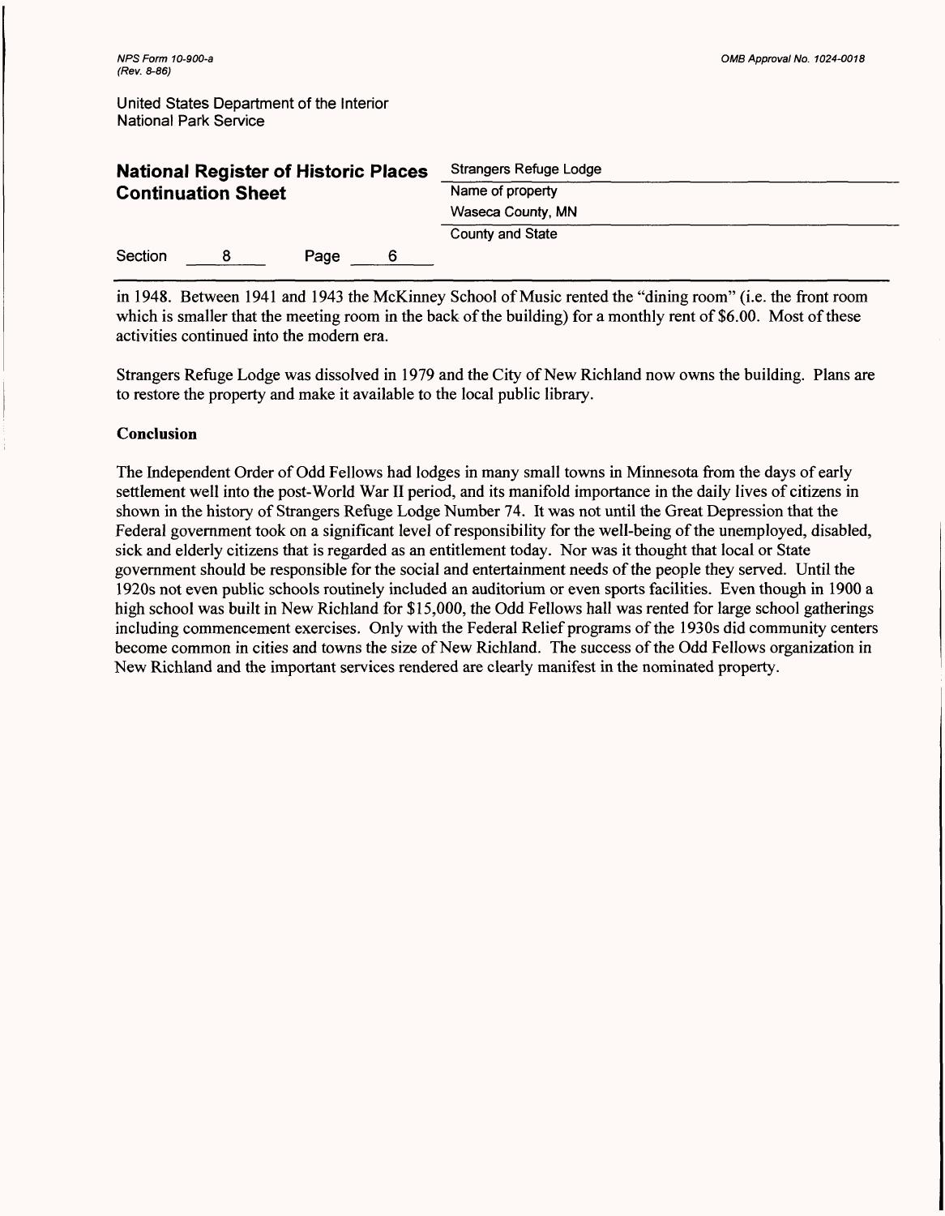in 1948. Between 1941 and 1943 the McKinney School of Music rented the "dining room" (i.e. the front room which is smaller that the meeting room in the back of the building) for a monthly rent of $6.00. Most of these activities continued into the modern era.

Strangers Refuge Lodge was dissolved in 1979 and the City of New Richland now owns the building. Plans are to restore the property and make it available to the local public library.

**Conclusion**

The Independent Order of Odd Fellows had lodges in many small towns in Minnesota from the days of early settlement well into the post-World War II period, and its manifold importance in the daily lives of citizens in shown in the history of Strangers Refuge Lodge Number 74. It was not until the Great Depression that the Federal government took on a significant level of responsibility for the well-being of the unemployed, disabled, sick and elderly citizens that is regarded as an entitlement today. Nor was it thought that local or State government should be responsible for the social and entertainment needs of the people they served. Until the 1920s not even public schools routinely included an auditorium or even sports facilities. Even though in 1900 a high school was built in New Richland for $15,000, the Odd Fellows hall was rented for large school gatherings including commencement exercises. Only with the Federal Relief programs of the 1930s did community centers become common in cities and towns the size of New Richland. The success of the Odd Fellows organization in New Richland and the important services rendered are clearly manifest in the nominated property.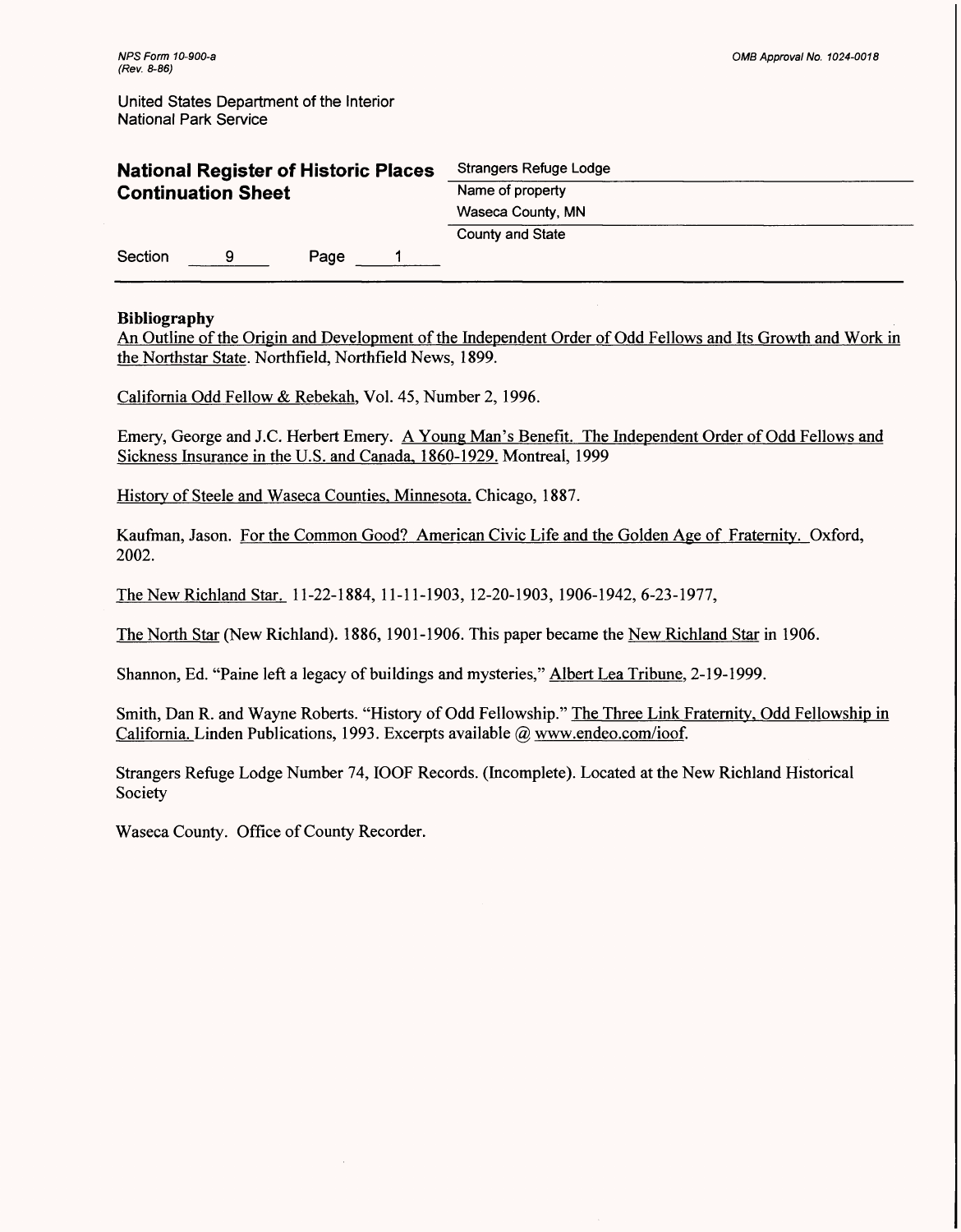United States Department of the Interior
National Park Service

## National Register of Historic Places Continuation Sheet

Strangers Refuge Lodge
Name of property
Waseca County, MN
County and State

Section 9 Page 1

**Bibliography**

An Outline of the Origin and Development of the Independent Order of Odd Fellows and Its Growth and Work in the Northstar State. Northfield, Northfield News, 1899.

California Odd Fellow & Rebekah, Vol. 45, Number 2, 1996.

Emery, George and J.C. Herbert Emery. A Young Man's Benefit. The Independent Order of Odd Fellows and Sickness Insurance in the U.S. and Canada, 1860-1929. Montreal, 1999

History of Steele and Waseca Counties, Minnesota. Chicago, 1887.

Kaufman, Jason. For the Common Good? American Civic Life and the Golden Age of Fraternity. Oxford, 2002.

The New Richland Star. 11-22-1884, 11-11-1903, 12-20-1903, 1906-1942, 6-23-1977,

The North Star (New Richland). 1886, 1901-1906. This paper became the New Richland Star in 1906.

Shannon, Ed. "Paine left a legacy of buildings and mysteries," Albert Lea Tribune, 2-19-1999.

Smith, Dan R. and Wayne Roberts. "History of Odd Fellowship." The Three Link Fraternity, Odd Fellowship in California. Linden Publications, 1993. Excerpts available @ www.endeo.com/ioof.

Strangers Refuge Lodge Number 74, IOOF Records. (Incomplete). Located at the New Richland Historical Society

Waseca County. Office of County Recorder.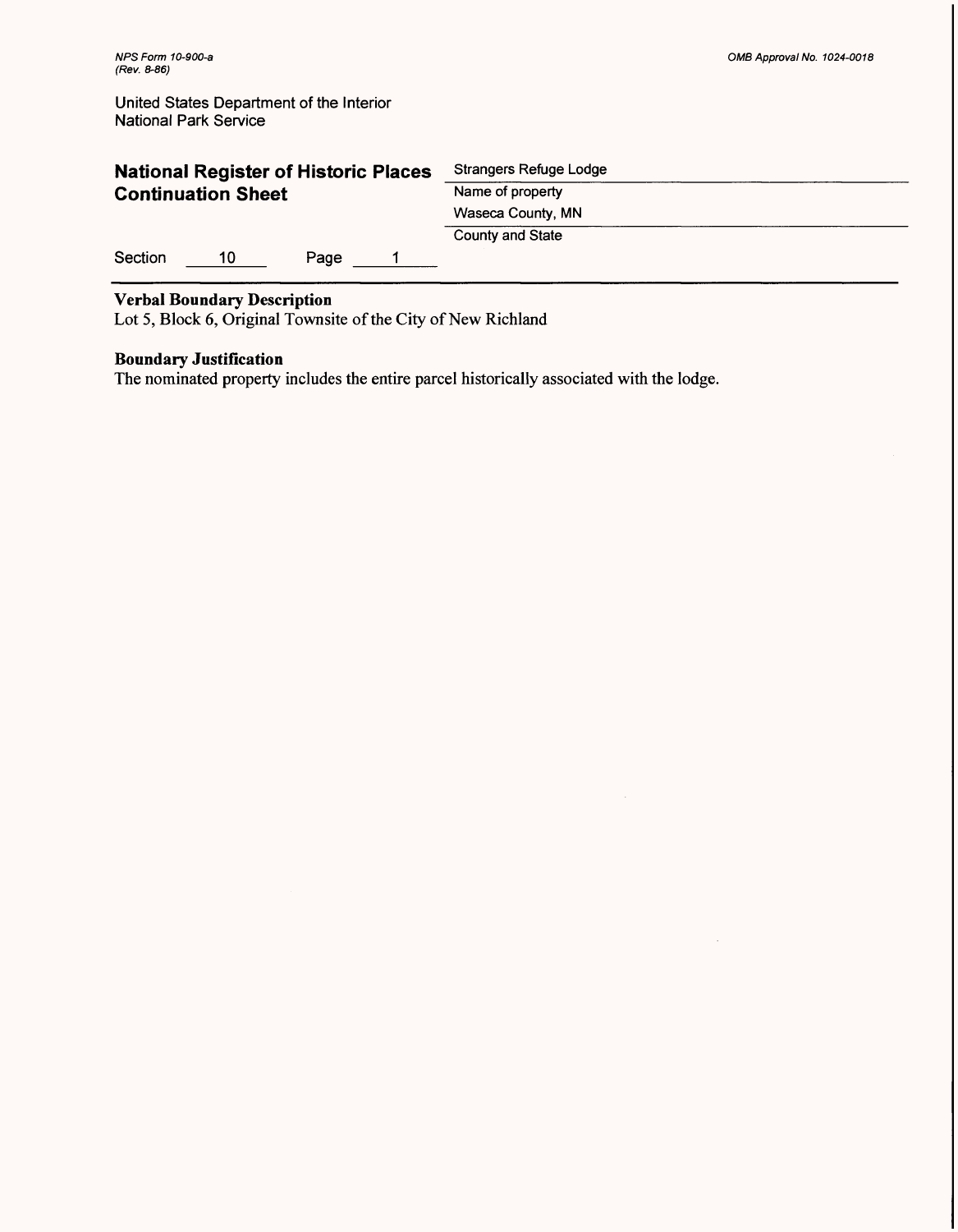United States Department of the Interior
National Park Service

**National Register of Historic Places Continuation Sheet**

Strangers Refuge Lodge
Name of property
Waseca County, MN
County and State

Section 10 Page 1

**Verbal Boundary Description**
Lot 5, Block 6, Original Townsite of the City of New Richland

**Boundary Justification**
The nominated property includes the entire parcel historically associated with the lodge.